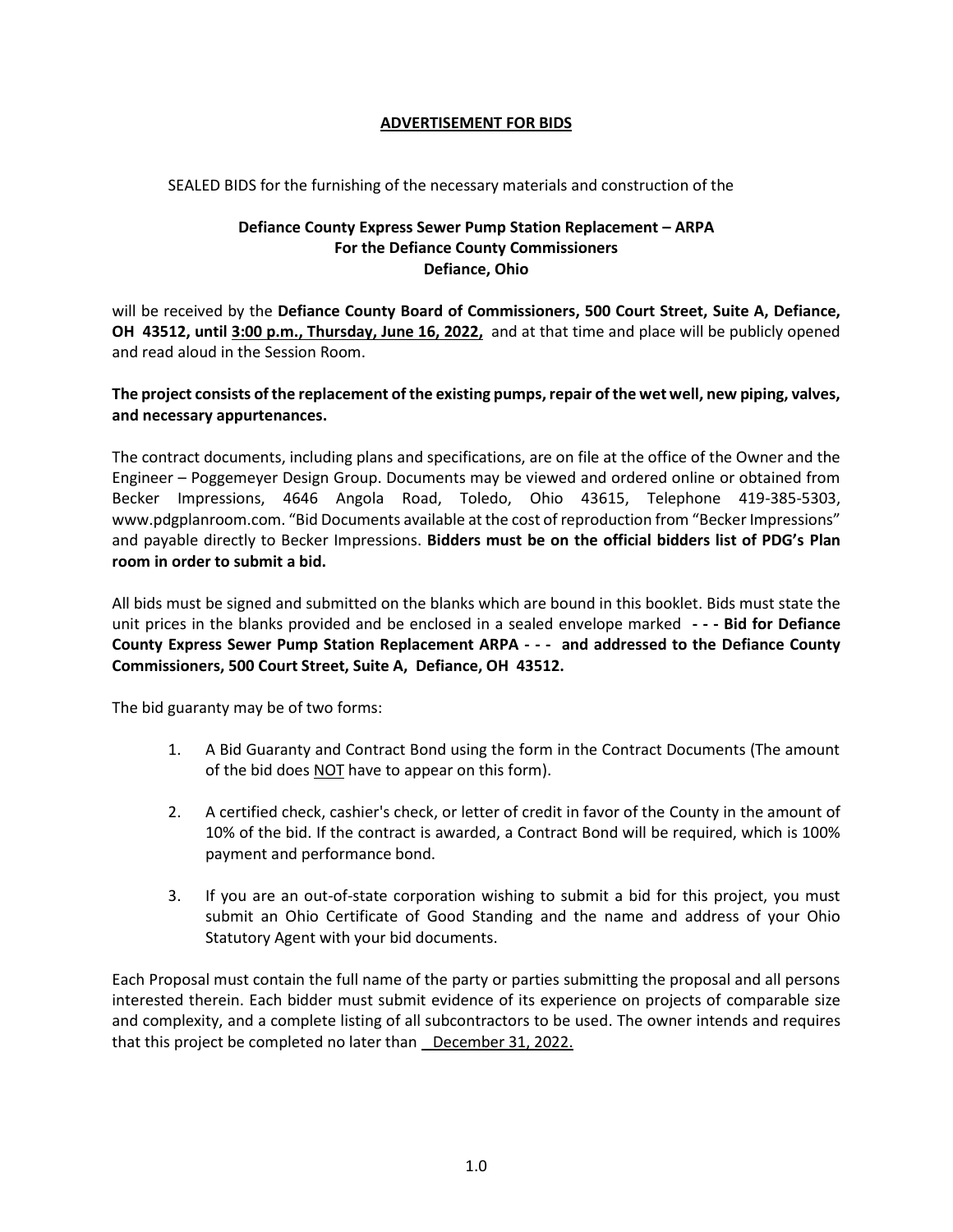# ADVERTISEMENT FOR BIDS

SEALED BIDS for the furnishing of the necessary materials and construction of the

**Defiance County Express Sewer Pump Station Replacement – ARPA**
**For the Defiance County Commissioners**
**Defiance, Ohio**

will be received by the **Defiance County Board of Commissioners, 500 Court Street, Suite A, Defiance, OH 43512, until 3:00 p.m., Thursday, June 16, 2022,** and at that time and place will be publicly opened and read aloud in the Session Room.

**The project consists of the replacement of the existing pumps, repair of the wet well, new piping, valves, and necessary appurtenances.**

The contract documents, including plans and specifications, are on file at the office of the Owner and the Engineer – Poggemeyer Design Group. Documents may be viewed and ordered online or obtained from Becker Impressions, 4646 Angola Road, Toledo, Ohio 43615, Telephone 419-385-5303, www.pdgplanroom.com. "Bid Documents available at the cost of reproduction from "Becker Impressions" and payable directly to Becker Impressions. **Bidders must be on the official bidders list of PDG's Plan room in order to submit a bid.**

All bids must be signed and submitted on the blanks which are bound in this booklet. Bids must state the unit prices in the blanks provided and be enclosed in a sealed envelope marked **- - - Bid for Defiance County Express Sewer Pump Station Replacement ARPA - - - and addressed to the Defiance County Commissioners, 500 Court Street, Suite A, Defiance, OH 43512.**

The bid guaranty may be of two forms:

1. A Bid Guaranty and Contract Bond using the form in the Contract Documents (The amount of the bid does NOT have to appear on this form).
2. A certified check, cashier's check, or letter of credit in favor of the County in the amount of 10% of the bid. If the contract is awarded, a Contract Bond will be required, which is 100% payment and performance bond.
3. If you are an out-of-state corporation wishing to submit a bid for this project, you must submit an Ohio Certificate of Good Standing and the name and address of your Ohio Statutory Agent with your bid documents.

Each Proposal must contain the full name of the party or parties submitting the proposal and all persons interested therein. Each bidder must submit evidence of its experience on projects of comparable size and complexity, and a complete listing of all subcontractors to be used. The owner intends and requires that this project be completed no later than December 31, 2022.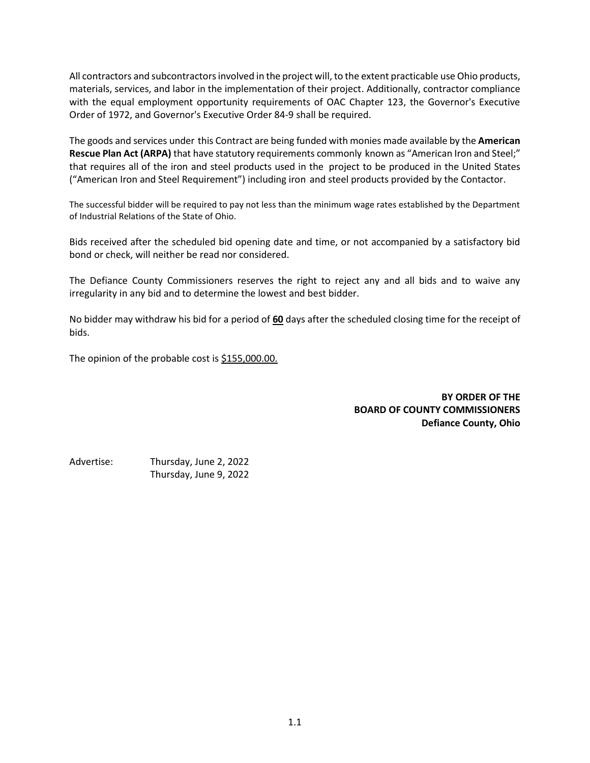All contractors and subcontractors involved in the project will, to the extent practicable use Ohio products, materials, services, and labor in the implementation of their project. Additionally, contractor compliance with the equal employment opportunity requirements of OAC Chapter 123, the Governor's Executive Order of 1972, and Governor's Executive Order 84-9 shall be required.

The goods and services under this Contract are being funded with monies made available by the **American Rescue Plan Act (ARPA)** that have statutory requirements commonly known as "American Iron and Steel;" that requires all of the iron and steel products used in the project to be produced in the United States ("American Iron and Steel Requirement") including iron and steel products provided by the Contactor.

The successful bidder will be required to pay not less than the minimum wage rates established by the Department of Industrial Relations of the State of Ohio.

Bids received after the scheduled bid opening date and time, or not accompanied by a satisfactory bid bond or check, will neither be read nor considered.

The Defiance County Commissioners reserves the right to reject any and all bids and to waive any irregularity in any bid and to determine the lowest and best bidder.

No bidder may withdraw his bid for a period of **60** days after the scheduled closing time for the receipt of bids.

The opinion of the probable cost is $155,000.00.

**BY ORDER OF THE**
**BOARD OF COUNTY COMMISSIONERS**
**Defiance County, Ohio**

Advertise: Thursday, June 2, 2022
Thursday, June 9, 2022